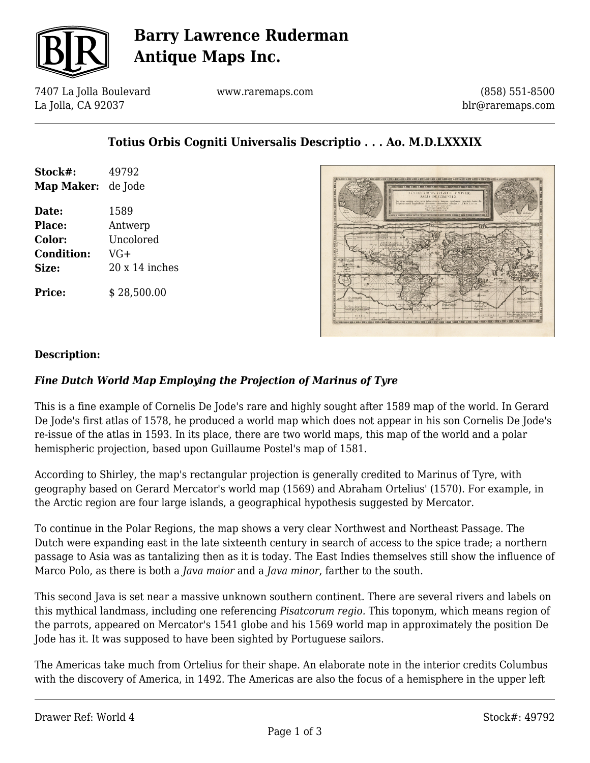# Barry Lawrence Ruderman Antique Maps Inc.

7407 La Jolla Boulevard
La Jolla, CA 92037

www.raremaps.com

(858) 551-8500
blr@raremaps.com

## Totius Orbis Cogniti Universalis Descriptio . . . Ao. M.D.LXXXIX

| | |
|---|---|
| **Stock#:** | 49792 |
| **Map Maker:** | de Jode |
| **Date:** | 1589 |
| **Place:** | Antwerp |
| **Color:** | Uncolored |
| **Condition:** | VG+ |
| **Size:** | 20 x 14 inches |
| **Price:** | $ 28,500.00 |

**Description:**

### *Fine Dutch World Map Employing the Projection of Marinus of Tyre*

This is a fine example of Cornelis De Jode's rare and highly sought after 1589 map of the world. In Gerard De Jode's first atlas of 1578, he produced a world map which does not appear in his son Cornelis De Jode's re-issue of the atlas in 1593. In its place, there are two world maps, this map of the world and a polar hemispheric projection, based upon Guillaume Postel's map of 1581.

According to Shirley, the map's rectangular projection is generally credited to Marinus of Tyre, with geography based on Gerard Mercator's world map (1569) and Abraham Ortelius' (1570). For example, in the Arctic region are four large islands, a geographical hypothesis suggested by Mercator.

To continue in the Polar Regions, the map shows a very clear Northwest and Northeast Passage. The Dutch were expanding east in the late sixteenth century in search of access to the spice trade; a northern passage to Asia was as tantalizing then as it is today. The East Indies themselves still show the influence of Marco Polo, as there is both a *Java maior* and a *Java minor*, farther to the south.

This second Java is set near a massive unknown southern continent. There are several rivers and labels on this mythical landmass, including one referencing *Pisatcorum regio*. This toponym, which means region of the parrots, appeared on Mercator's 1541 globe and his 1569 world map in approximately the position De Jode has it. It was supposed to have been sighted by Portuguese sailors.

The Americas take much from Ortelius for their shape. An elaborate note in the interior credits Columbus with the discovery of America, in 1492. The Americas are also the focus of a hemisphere in the upper left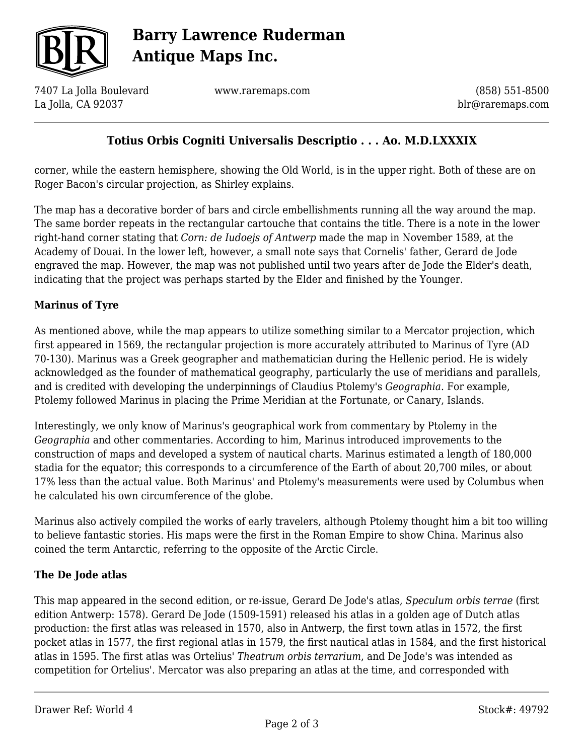corner, while the eastern hemisphere, showing the Old World, is in the upper right. Both of these are on Roger Bacon's circular projection, as Shirley explains.

The map has a decorative border of bars and circle embellishments running all the way around the map. The same border repeats in the rectangular cartouche that contains the title. There is a note in the lower right-hand corner stating that *Corn: de Iudoejs of Antwerp* made the map in November 1589, at the Academy of Douai. In the lower left, however, a small note says that Cornelis' father, Gerard de Jode engraved the map. However, the map was not published until two years after de Jode the Elder's death, indicating that the project was perhaps started by the Elder and finished by the Younger.

**Marinus of Tyre**

As mentioned above, while the map appears to utilize something similar to a Mercator projection, which first appeared in 1569, the rectangular projection is more accurately attributed to Marinus of Tyre (AD 70-130). Marinus was a Greek geographer and mathematician during the Hellenic period. He is widely acknowledged as the founder of mathematical geography, particularly the use of meridians and parallels, and is credited with developing the underpinnings of Claudius Ptolemy's *Geographia*. For example, Ptolemy followed Marinus in placing the Prime Meridian at the Fortunate, or Canary, Islands.

Interestingly, we only know of Marinus's geographical work from commentary by Ptolemy in the *Geographia* and other commentaries. According to him, Marinus introduced improvements to the construction of maps and developed a system of nautical charts. Marinus estimated a length of 180,000 stadia for the equator; this corresponds to a circumference of the Earth of about 20,700 miles, or about 17% less than the actual value. Both Marinus' and Ptolemy's measurements were used by Columbus when he calculated his own circumference of the globe.

Marinus also actively compiled the works of early travelers, although Ptolemy thought him a bit too willing to believe fantastic stories. His maps were the first in the Roman Empire to show China. Marinus also coined the term Antarctic, referring to the opposite of the Arctic Circle.

**The De Jode atlas**

This map appeared in the second edition, or re-issue, Gerard De Jode's atlas, *Speculum orbis terrae* (first edition Antwerp: 1578). Gerard De Jode (1509-1591) released his atlas in a golden age of Dutch atlas production: the first atlas was released in 1570, also in Antwerp, the first town atlas in 1572, the first pocket atlas in 1577, the first regional atlas in 1579, the first nautical atlas in 1584, and the first historical atlas in 1595. The first atlas was Ortelius' *Theatrum orbis terrarium*, and De Jode's was intended as competition for Ortelius'. Mercator was also preparing an atlas at the time, and corresponded with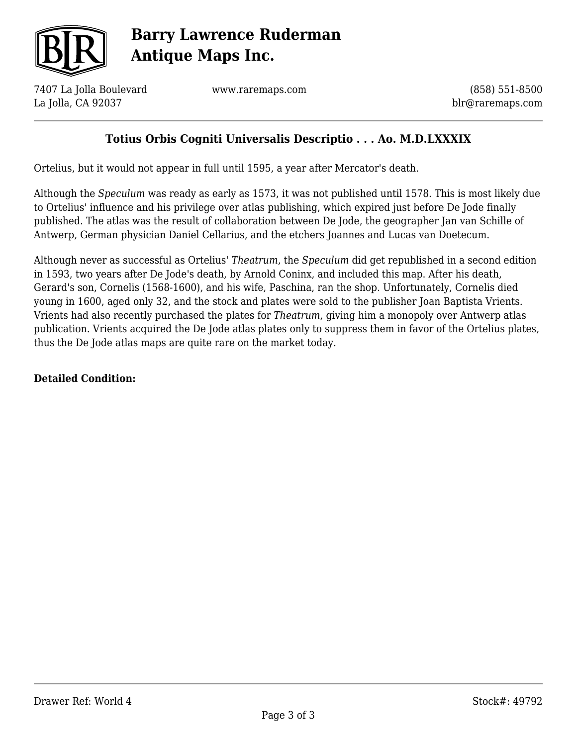## Totius Orbis Cogniti Universalis Descriptio . . . Ao. M.D.LXXXIX

Ortelius, but it would not appear in full until 1595, a year after Mercator's death.

Although the *Speculum* was ready as early as 1573, it was not published until 1578. This is most likely due to Ortelius' influence and his privilege over atlas publishing, which expired just before De Jode finally published. The atlas was the result of collaboration between De Jode, the geographer Jan van Schille of Antwerp, German physician Daniel Cellarius, and the etchers Joannes and Lucas van Doetecum.

Although never as successful as Ortelius' *Theatrum*, the *Speculum* did get republished in a second edition in 1593, two years after De Jode's death, by Arnold Coninx, and included this map. After his death, Gerard's son, Cornelis (1568-1600), and his wife, Paschina, ran the shop. Unfortunately, Cornelis died young in 1600, aged only 32, and the stock and plates were sold to the publisher Joan Baptista Vrients. Vrients had also recently purchased the plates for *Theatrum*, giving him a monopoly over Antwerp atlas publication. Vrients acquired the De Jode atlas plates only to suppress them in favor of the Ortelius plates, thus the De Jode atlas maps are quite rare on the market today.

**Detailed Condition:**

Drawer Ref: World 4

Stock#: 49792